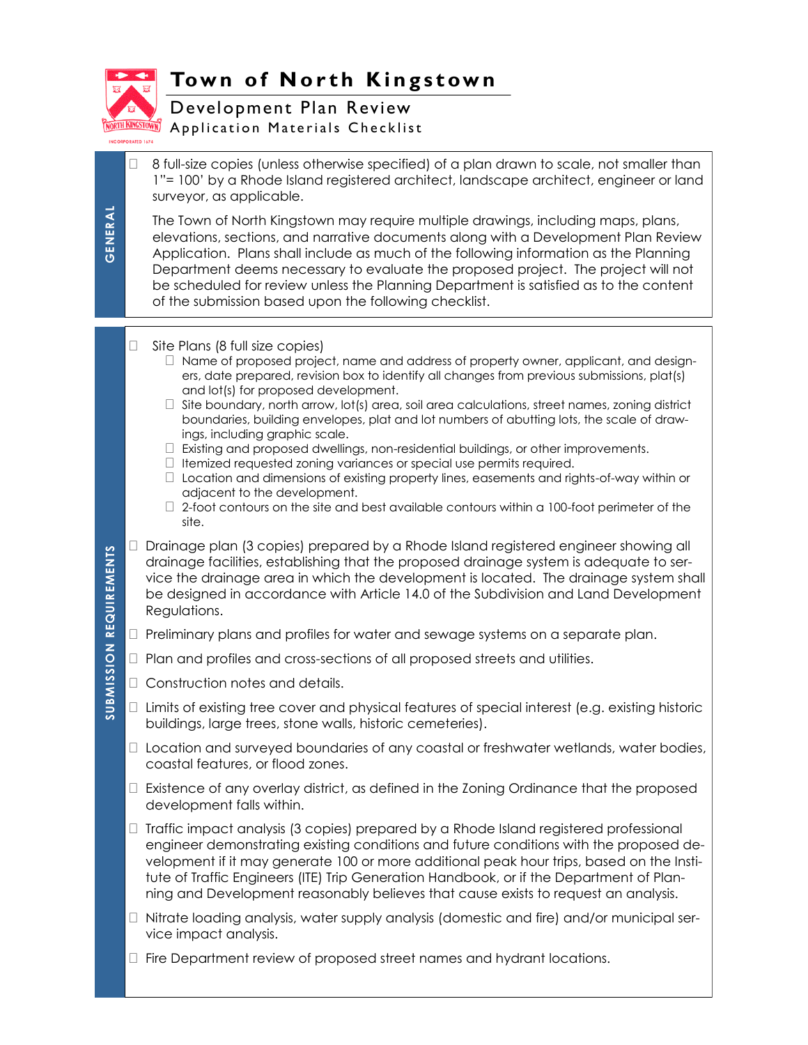# Town of North Kingstown

## Development Plan Review

### Application Materials Checklist

**GENERAL**

- ☐ 8 full-size copies (unless otherwise specified) of a plan drawn to scale, not smaller than 1"= 100' by a Rhode Island registered architect, landscape architect, engineer or land surveyor, as applicable.

  The Town of North Kingstown may require multiple drawings, including maps, plans, elevations, sections, and narrative documents along with a Development Plan Review Application. Plans shall include as much of the following information as the Planning Department deems necessary to evaluate the proposed project. The project will not be scheduled for review unless the Planning Department is satisfied as to the content of the submission based upon the following checklist.

**SUBMISSION REQUIREMENTS**

- ☐ Site Plans (8 full size copies)
  - ☐ Name of proposed project, name and address of property owner, applicant, and designers, date prepared, revision box to identify all changes from previous submissions, plat(s) and lot(s) for proposed development.
  - ☐ Site boundary, north arrow, lot(s) area, soil area calculations, street names, zoning district boundaries, building envelopes, plat and lot numbers of abutting lots, the scale of drawings, including graphic scale.
  - ☐ Existing and proposed dwellings, non-residential buildings, or other improvements.
  - ☐ Itemized requested zoning variances or special use permits required.
  - ☐ Location and dimensions of existing property lines, easements and rights-of-way within or adjacent to the development.
  - ☐ 2-foot contours on the site and best available contours within a 100-foot perimeter of the site.
- ☐ Drainage plan (3 copies) prepared by a Rhode Island registered engineer showing all drainage facilities, establishing that the proposed drainage system is adequate to service the drainage area in which the development is located. The drainage system shall be designed in accordance with Article 14.0 of the Subdivision and Land Development Regulations.
- ☐ Preliminary plans and profiles for water and sewage systems on a separate plan.
- ☐ Plan and profiles and cross-sections of all proposed streets and utilities.
- ☐ Construction notes and details.
- ☐ Limits of existing tree cover and physical features of special interest (e.g. existing historic buildings, large trees, stone walls, historic cemeteries).
- ☐ Location and surveyed boundaries of any coastal or freshwater wetlands, water bodies, coastal features, or flood zones.
- ☐ Existence of any overlay district, as defined in the Zoning Ordinance that the proposed development falls within.
- ☐ Traffic impact analysis (3 copies) prepared by a Rhode Island registered professional engineer demonstrating existing conditions and future conditions with the proposed development if it may generate 100 or more additional peak hour trips, based on the Institute of Traffic Engineers (ITE) Trip Generation Handbook, or if the Department of Planning and Development reasonably believes that cause exists to request an analysis.
- ☐ Nitrate loading analysis, water supply analysis (domestic and fire) and/or municipal service impact analysis.
- ☐ Fire Department review of proposed street names and hydrant locations.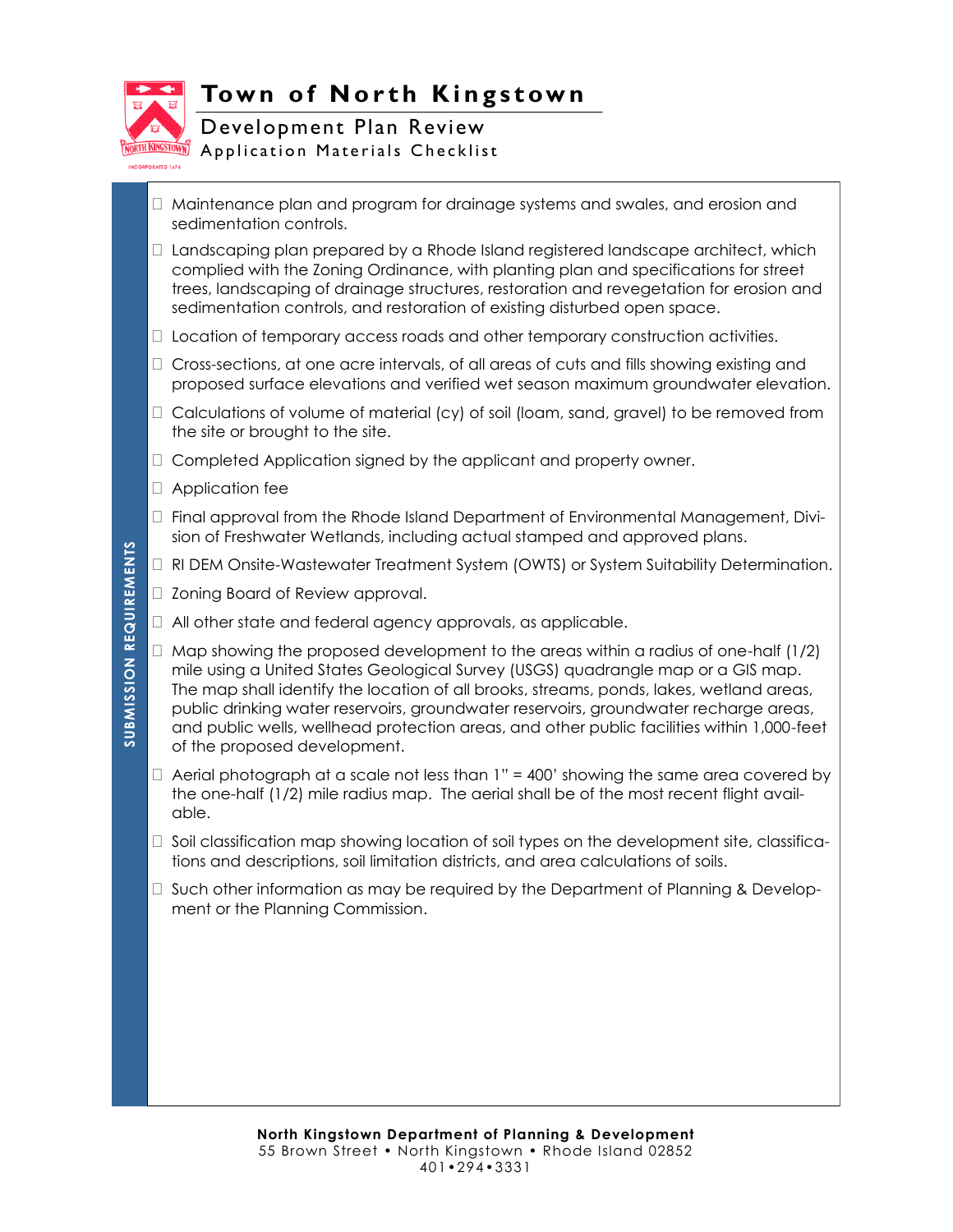# Town of North Kingstown

## Development Plan Review

### Application Materials Checklist

**SUBMISSION REQUIREMENTS**

- ☐ Maintenance plan and program for drainage systems and swales, and erosion and sedimentation controls.
- ☐ Landscaping plan prepared by a Rhode Island registered landscape architect, which complied with the Zoning Ordinance, with planting plan and specifications for street trees, landscaping of drainage structures, restoration and revegetation for erosion and sedimentation controls, and restoration of existing disturbed open space.
- ☐ Location of temporary access roads and other temporary construction activities.
- ☐ Cross-sections, at one acre intervals, of all areas of cuts and fills showing existing and proposed surface elevations and verified wet season maximum groundwater elevation.
- ☐ Calculations of volume of material (cy) of soil (loam, sand, gravel) to be removed from the site or brought to the site.
- ☐ Completed Application signed by the applicant and property owner.
- ☐ Application fee
- ☐ Final approval from the Rhode Island Department of Environmental Management, Division of Freshwater Wetlands, including actual stamped and approved plans.
- ☐ RI DEM Onsite-Wastewater Treatment System (OWTS) or System Suitability Determination.
- ☐ Zoning Board of Review approval.
- ☐ All other state and federal agency approvals, as applicable.
- ☐ Map showing the proposed development to the areas within a radius of one-half (1/2) mile using a United States Geological Survey (USGS) quadrangle map or a GIS map. The map shall identify the location of all brooks, streams, ponds, lakes, wetland areas, public drinking water reservoirs, groundwater reservoirs, groundwater recharge areas, and public wells, wellhead protection areas, and other public facilities within 1,000-feet of the proposed development.
- ☐ Aerial photograph at a scale not less than 1" = 400' showing the same area covered by the one-half (1/2) mile radius map. The aerial shall be of the most recent flight available.
- ☐ Soil classification map showing location of soil types on the development site, classifications and descriptions, soil limitation districts, and area calculations of soils.
- ☐ Such other information as may be required by the Department of Planning & Development or the Planning Commission.

**North Kingstown Department of Planning & Development**
55 Brown Street • North Kingstown • Rhode Island 02852
401•294•3331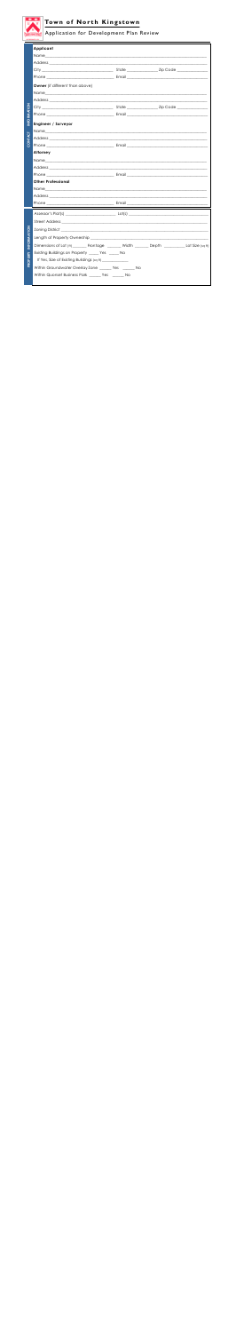# Town of North Kingstown

## Application for Development Plan Review

**CONTACT INFORMATION**

**Applicant**

Name_______________________________________________

Address_____________________________________________

City_______________________ State___________ Zip Code___________

Phone______________________ Email__________________________

**Owner** (if different than above)

Name_______________________________________________

Address_____________________________________________

City_______________________ State___________ Zip Code___________

Phone______________________ Email__________________________

**Engineer / Surveyor**

Name_______________________________________________

Address_____________________________________________

Phone______________________ Email__________________________

**Attorney**

Name_______________________________________________

Address_____________________________________________

Phone______________________ Email__________________________

**Other Professional**

Name_______________________________________________

Address_____________________________________________

Phone______________________ Email__________________________

**PROJECT INFORMATION**

Assessor's Plat(s) ___________________ Lot(s) ___________________

Street Address _____________________________________________

Zoning District _____________________________________________

Length of Property Ownership: _________________________________

Dimensions of Lot (ft) ______ Frontage ______ Width ______ Depth ______ Lot Size (sq ft)

Existing Buildings on Property _____ Yes _____ No

If Yes: Size of Existing Buildings (sq ft) ___________

Within Groundwater Overlay Zone _____ Yes _____ No

Within Quonset Business Park _____ Yes _____ No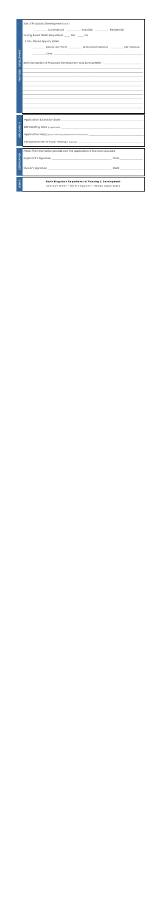## PROPOSED DEVELOPMENT

Size of Proposed Development (sq ft)

__________ Commercial __________ Industrial __________ Residential

Zoning Board Relief Requested ____ Yes ____ No

If Yes, Please Specify Relief

__________ Special Use Permit __________ Dimensional Variance __________ Use Variance

__________ Other ______________________________________________

Brief Description of Proposed Development and Zoning Relief ______________________________________________

______________________________________________

______________________________________________

______________________________________________

______________________________________________

______________________________________________

______________________________________________

______________________________________________

______________________________________________

______________________________________________

## APPLICATION

Application Submission Date ______________________________________________

SRP Meeting Date (if applicable) ______________________________________________

Application Fee(s) (refer to Planning Department Fee Schedule) ______________________________________________

Stenographer Fee for Public Hearing (if required) ______________________________________________

## CERTIFICATION

Attest: The information provided on this application is true and accurate

Applicant's Signature ______________________________________________ Date ______________

Owner's Signature ______________________________________________ Date ______________

## SUBMIT

**North Kingstown Department of Planning & Development**

55 Brown Street • North Kingstown • Rhode Island 02852